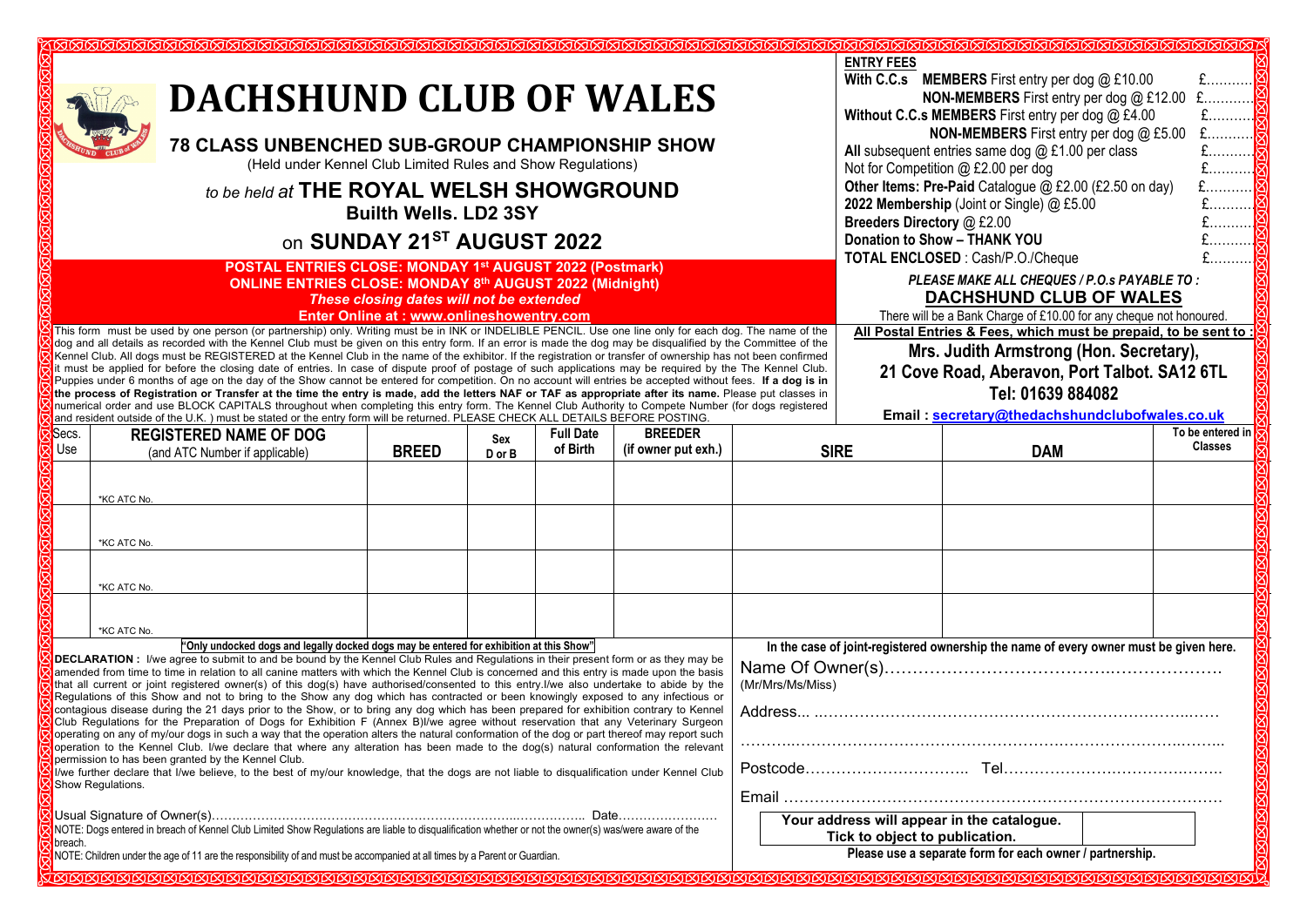# DACHSHUND CLUB OF WALES

## 78 CLASS UNBENCHED SUB-GROUP CHAMPIONSHIP SHOW

(Held under Kennel Club Limited Rules and Show Regulations)

*to be held at* **THE ROYAL WELSH SHOWGROUND**

**Builth Wells. LD2 3SY**

on **SUNDAY 21ST AUGUST 2022**

**POSTAL ENTRIES CLOSE: MONDAY 1st AUGUST 2022 (Postmark)**
**ONLINE ENTRIES CLOSE: MONDAY 8th AUGUST 2022 (Midnight)**
***These closing dates will not be extended***
**Enter Online at : www.onlineshowentry.com**

This form must be used by one person (or partnership) only. Writing must be in INK or INDELIBLE PENCIL. Use one line only for each dog. The name of the dog and all details as recorded with the Kennel Club must be given on this entry form. If an error is made the dog may be disqualified by the Committee of the Kennel Club. All dogs must be REGISTERED at the Kennel Club in the name of the exhibitor. If the registration or transfer of ownership has not been confirmed it must be applied for before the closing date of entries. In case of dispute proof of postage of such applications may be required by the The Kennel Club. Puppies under 6 months of age on the day of the Show cannot be entered for competition. On no account will entries be accepted without fees. **If a dog is in the process of Registration or Transfer at the time the entry is made, add the letters NAF or TAF as appropriate after its name.** Please put classes in numerical order and use BLOCK CAPITALS throughout when completing this entry form. The Kennel Club Authority to Compete Number (for dogs registered and resident outside of the U.K. ) must be stated or the entry form will be returned. PLEASE CHECK ALL DETAILS BEFORE POSTING.

**ENTRY FEES**

| | | |
|---|---|---|
| **With C.C.s** | **MEMBERS** First entry per dog @ £10.00 | £……….. |
| | **NON-MEMBERS** First entry per dog @ £12.00 | £……….. |
| **Without C.C.s** | **MEMBERS** First entry per dog @ £4.00 | £……….. |
| | **NON-MEMBERS** First entry per dog @ £5.00 | £……….. |
| **All** subsequent entries same dog @ £1.00 per class | | £……….. |
| Not for Competition @ £2.00 per dog | | £……….. |
| **Other Items: Pre-Paid** Catalogue @ £2.00 (£2.50 on day) | | £……….. |
| **2022 Membership** (Joint or Single) @ £5.00 | | £……….. |
| **Breeders Directory** @ £2.00 | | £……….. |
| **Donation to Show – THANK YOU** | | £……….. |
| **TOTAL ENCLOSED** : Cash/P.O./Cheque | | £……….. |

***PLEASE MAKE ALL CHEQUES / P.O.s PAYABLE TO :***
**DACHSHUND CLUB OF WALES**

There will be a Bank Charge of £10.00 for any cheque not honoured.

**All Postal Entries & Fees, which must be prepaid, to be sent to :**

**Mrs. Judith Armstrong (Hon. Secretary),**
**21 Cove Road, Aberavon, Port Talbot. SA12 6TL**
**Tel: 01639 884082**

**Email : secretary@thedachshundclubofwales.co.uk**

| Secs. Use | REGISTERED NAME OF DOG (and ATC Number if applicable) | BREED | Sex D or B | Full Date of Birth | BREEDER (if owner put exh.) | SIRE | DAM | To be entered in Classes |
|---|---|---|---|---|---|---|---|---|
| | *KC ATC No. | | | | | | | |
| | *KC ATC No. | | | | | | | |
| | *KC ATC No. | | | | | | | |
| | *KC ATC No. | | | | | | | |

**"Only undocked dogs and legally docked dogs may be entered for exhibition at this Show"**

**DECLARATION :** I/we agree to submit to and be bound by the Kennel Club Rules and Regulations in their present form or as they may be amended from time to time in relation to all canine matters with which the Kennel Club is concerned and this entry is made upon the basis that all current or joint registered owner(s) of this dog(s) have authorised/consented to this entry.I/we also undertake to abide by the Regulations of this Show and not to bring to the Show any dog which has contracted or been knowingly exposed to any infectious or contagious disease during the 21 days prior to the Show, or to bring any dog which has been prepared for exhibition contrary to Kennel Club Regulations for the Preparation of Dogs for Exhibition F (Annex B)I/we agree without reservation that any Veterinary Surgeon operating on any of my/our dogs in such a way that the operation alters the natural conformation of the dog or part thereof may report such operation to the Kennel Club. I/we declare that where any alteration has been made to the dog(s) natural conformation the relevant permission to has been granted by the Kennel Club.
I/we further declare that I/we believe, to the best of my/our knowledge, that the dogs are not liable to disqualification under Kennel Club Show Regulations.

Usual Signature of Owner(s)………………………………………………………………………….. Date……………………

NOTE: Dogs entered in breach of Kennel Club Limited Show Regulations are liable to disqualification whether or not the owner(s) was/were aware of the breach.
NOTE: Children under the age of 11 are the responsibility of and must be accompanied at all times by a Parent or Guardian.

**In the case of joint-registered ownership the name of every owner must be given here.**

Name Of Owner(s)……………………………………………………….
(Mr/Mrs/Ms/Miss)

Address………………………………………………………………………………

……………………………………………………………………………………………

Postcode………………………….. Tel……………………………………..

Email ………………………………………………………………………………

**Your address will appear in the catalogue.**
**Tick to object to publication.**

**Please use a separate form for each owner / partnership.**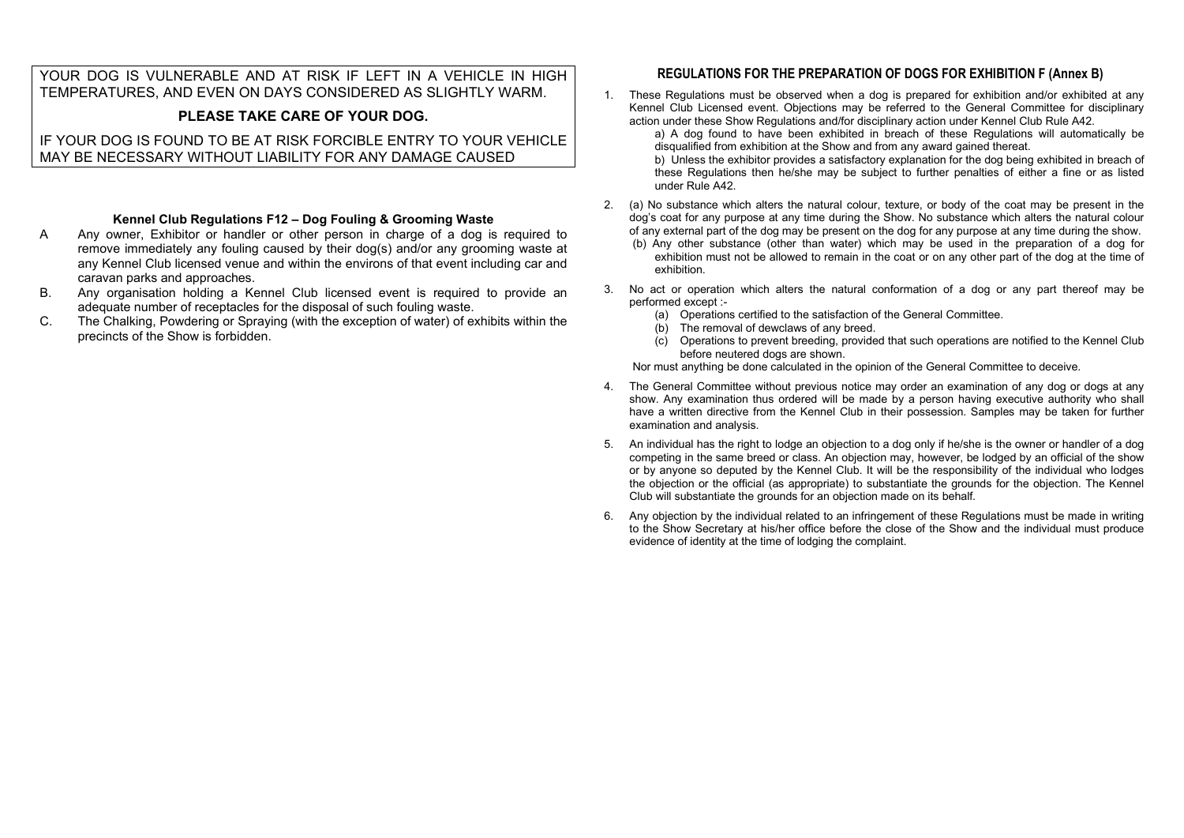YOUR DOG IS VULNERABLE AND AT RISK IF LEFT IN A VEHICLE IN HIGH TEMPERATURES, AND EVEN ON DAYS CONSIDERED AS SLIGHTLY WARM.

**PLEASE TAKE CARE OF YOUR DOG.**

IF YOUR DOG IS FOUND TO BE AT RISK FORCIBLE ENTRY TO YOUR VEHICLE MAY BE NECESSARY WITHOUT LIABILITY FOR ANY DAMAGE CAUSED

### Kennel Club Regulations F12 – Dog Fouling & Grooming Waste

A Any owner, Exhibitor or handler or other person in charge of a dog is required to remove immediately any fouling caused by their dog(s) and/or any grooming waste at any Kennel Club licensed venue and within the environs of that event including car and caravan parks and approaches.

B. Any organisation holding a Kennel Club licensed event is required to provide an adequate number of receptacles for the disposal of such fouling waste.

C. The Chalking, Powdering or Spraying (with the exception of water) of exhibits within the precincts of the Show is forbidden.

### REGULATIONS FOR THE PREPARATION OF DOGS FOR EXHIBITION F (Annex B)

1. These Regulations must be observed when a dog is prepared for exhibition and/or exhibited at any Kennel Club Licensed event. Objections may be referred to the General Committee for disciplinary action under these Show Regulations and/for disciplinary action under Kennel Club Rule A42.
   a) A dog found to have been exhibited in breach of these Regulations will automatically be disqualified from exhibition at the Show and from any award gained thereat.
   b) Unless the exhibitor provides a satisfactory explanation for the dog being exhibited in breach of these Regulations then he/she may be subject to further penalties of either a fine or as listed under Rule A42.

2. (a) No substance which alters the natural colour, texture, or body of the coat may be present in the dog's coat for any purpose at any time during the Show. No substance which alters the natural colour of any external part of the dog may be present on the dog for any purpose at any time during the show.
   (b) Any other substance (other than water) which may be used in the preparation of a dog for exhibition must not be allowed to remain in the coat or on any other part of the dog at the time of exhibition.

3. No act or operation which alters the natural conformation of a dog or any part thereof may be performed except :-
   (a) Operations certified to the satisfaction of the General Committee.
   (b) The removal of dewclaws of any breed.
   (c) Operations to prevent breeding, provided that such operations are notified to the Kennel Club before neutered dogs are shown.

   Nor must anything be done calculated in the opinion of the General Committee to deceive.

4. The General Committee without previous notice may order an examination of any dog or dogs at any show. Any examination thus ordered will be made by a person having executive authority who shall have a written directive from the Kennel Club in their possession. Samples may be taken for further examination and analysis.

5. An individual has the right to lodge an objection to a dog only if he/she is the owner or handler of a dog competing in the same breed or class. An objection may, however, be lodged by an official of the show or by anyone so deputed by the Kennel Club. It will be the responsibility of the individual who lodges the objection or the official (as appropriate) to substantiate the grounds for the objection. The Kennel Club will substantiate the grounds for an objection made on its behalf.

6. Any objection by the individual related to an infringement of these Regulations must be made in writing to the Show Secretary at his/her office before the close of the Show and the individual must produce evidence of identity at the time of lodging the complaint.